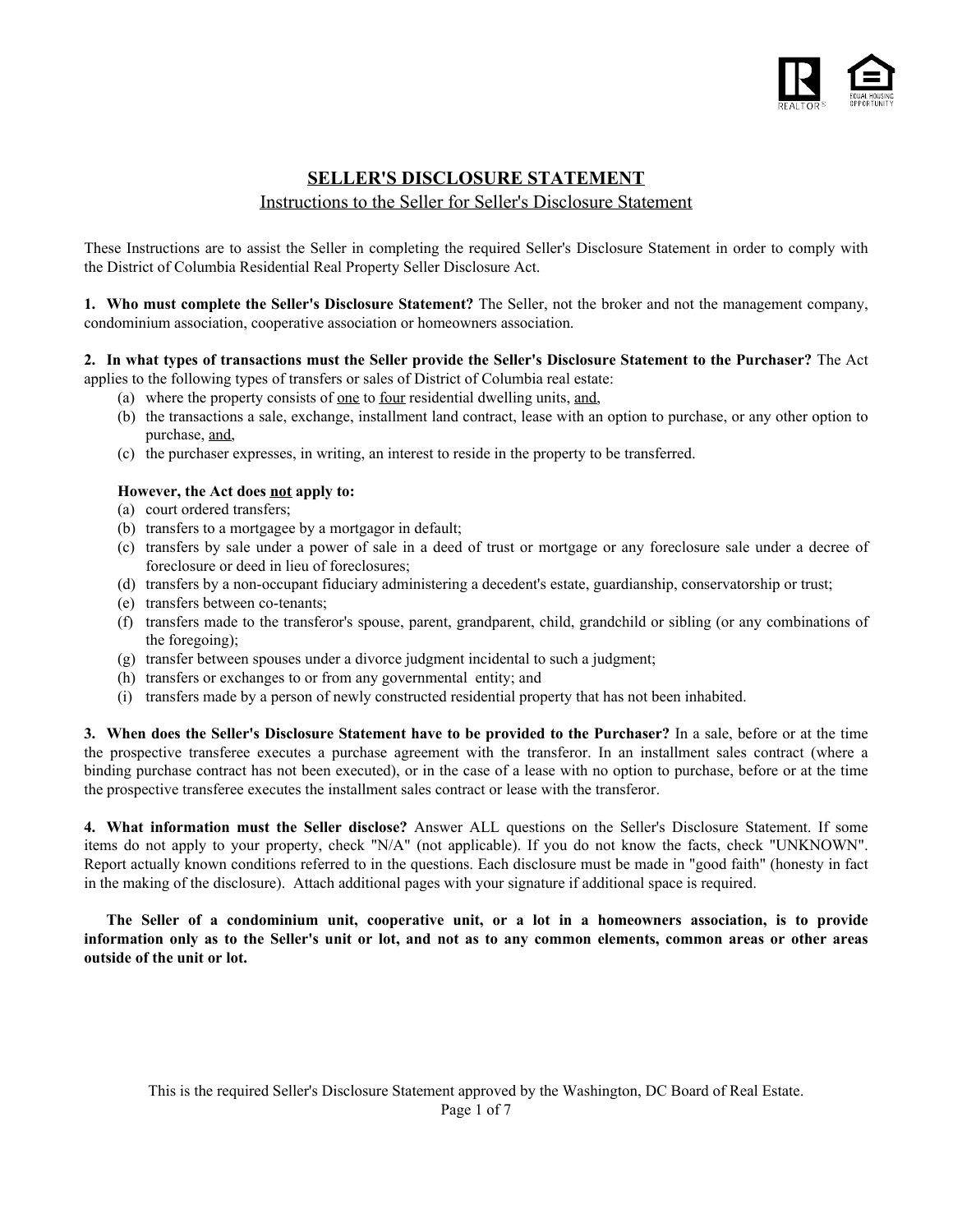# SELLER'S DISCLOSURE STATEMENT

## Instructions to the Seller for Seller's Disclosure Statement

These Instructions are to assist the Seller in completing the required Seller's Disclosure Statement in order to comply with the District of Columbia Residential Real Property Seller Disclosure Act.

**1. Who must complete the Seller's Disclosure Statement?** The Seller, not the broker and not the management company, condominium association, cooperative association or homeowners association.

**2. In what types of transactions must the Seller provide the Seller's Disclosure Statement to the Purchaser?** The Act applies to the following types of transfers or sales of District of Columbia real estate:

(a) where the property consists of one to four residential dwelling units, and,
(b) the transactions a sale, exchange, installment land contract, lease with an option to purchase, or any other option to purchase, and,
(c) the purchaser expresses, in writing, an interest to reside in the property to be transferred.

**However, the Act does not apply to:**

(a) court ordered transfers;
(b) transfers to a mortgagee by a mortgagor in default;
(c) transfers by sale under a power of sale in a deed of trust or mortgage or any foreclosure sale under a decree of foreclosure or deed in lieu of foreclosures;
(d) transfers by a non-occupant fiduciary administering a decedent's estate, guardianship, conservatorship or trust;
(e) transfers between co-tenants;
(f) transfers made to the transferor's spouse, parent, grandparent, child, grandchild or sibling (or any combinations of the foregoing);
(g) transfer between spouses under a divorce judgment incidental to such a judgment;
(h) transfers or exchanges to or from any governmental entity; and
(i) transfers made by a person of newly constructed residential property that has not been inhabited.

**3. When does the Seller's Disclosure Statement have to be provided to the Purchaser?** In a sale, before or at the time the prospective transferee executes a purchase agreement with the transferor. In an installment sales contract (where a binding purchase contract has not been executed), or in the case of a lease with no option to purchase, before or at the time the prospective transferee executes the installment sales contract or lease with the transferor.

**4. What information must the Seller disclose?** Answer ALL questions on the Seller's Disclosure Statement. If some items do not apply to your property, check "N/A" (not applicable). If you do not know the facts, check "UNKNOWN". Report actually known conditions referred to in the questions. Each disclosure must be made in "good faith" (honesty in fact in the making of the disclosure). Attach additional pages with your signature if additional space is required.

**The Seller of a condominium unit, cooperative unit, or a lot in a homeowners association, is to provide information only as to the Seller's unit or lot, and not as to any common elements, common areas or other areas outside of the unit or lot.**

This is the required Seller's Disclosure Statement approved by the Washington, DC Board of Real Estate.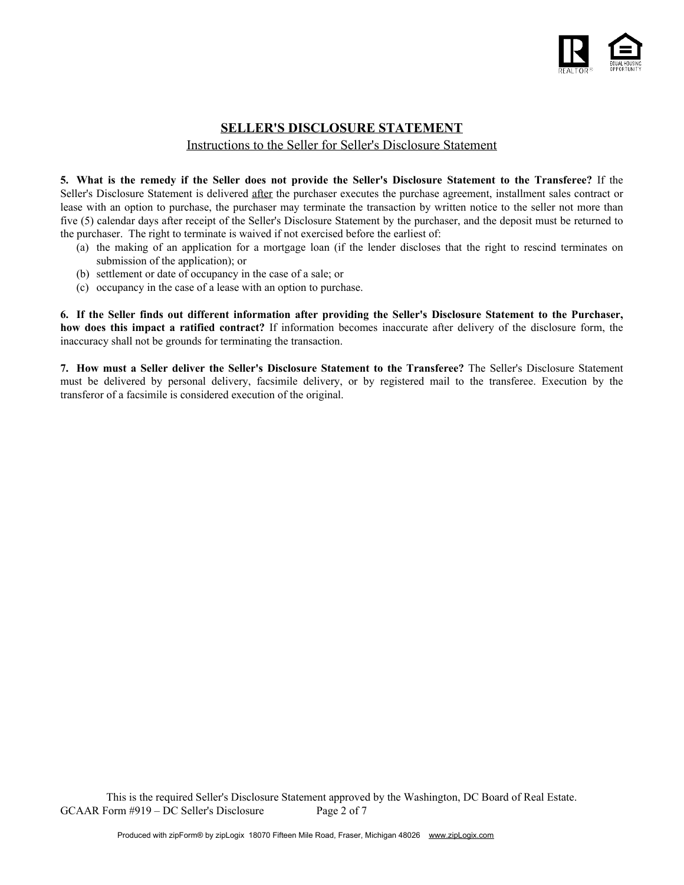# SELLER'S DISCLOSURE STATEMENT

Instructions to the Seller for Seller's Disclosure Statement

**5. What is the remedy if the Seller does not provide the Seller's Disclosure Statement to the Transferee?** If the Seller's Disclosure Statement is delivered after the purchaser executes the purchase agreement, installment sales contract or lease with an option to purchase, the purchaser may terminate the transaction by written notice to the seller not more than five (5) calendar days after receipt of the Seller's Disclosure Statement by the purchaser, and the deposit must be returned to the purchaser. The right to terminate is waived if not exercised before the earliest of:

- (a) the making of an application for a mortgage loan (if the lender discloses that the right to rescind terminates on submission of the application); or
- (b) settlement or date of occupancy in the case of a sale; or
- (c) occupancy in the case of a lease with an option to purchase.

**6. If the Seller finds out different information after providing the Seller's Disclosure Statement to the Purchaser, how does this impact a ratified contract?** If information becomes inaccurate after delivery of the disclosure form, the inaccuracy shall not be grounds for terminating the transaction.

**7. How must a Seller deliver the Seller's Disclosure Statement to the Transferee?** The Seller's Disclosure Statement must be delivered by personal delivery, facsimile delivery, or by registered mail to the transferee. Execution by the transferor of a facsimile is considered execution of the original.

This is the required Seller's Disclosure Statement approved by the Washington, DC Board of Real Estate.
GCAAR Form #919 – DC Seller's Disclosure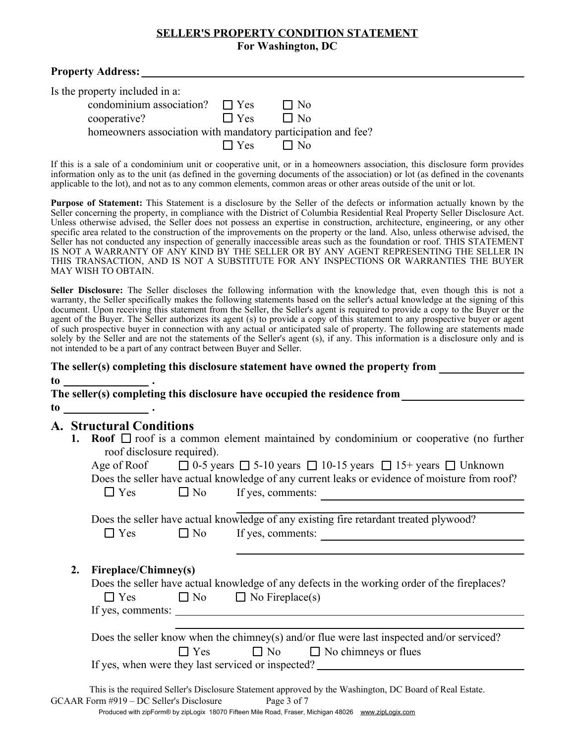**SELLER'S PROPERTY CONDITION STATEMENT**
**For Washington, DC**

**Property Address:** ______________________________

Is the property included in a:

condominium association? ☐ Yes ☐ No

cooperative? ☐ Yes ☐ No

homeowners association with mandatory participation and fee? ☐ Yes ☐ No

If this is a sale of a condominium unit or cooperative unit, or in a homeowners association, this disclosure form provides information only as to the unit (as defined in the governing documents of the association) or lot (as defined in the covenants applicable to the lot), and not as to any common elements, common areas or other areas outside of the unit or lot.

**Purpose of Statement:** This Statement is a disclosure by the Seller of the defects or information actually known by the Seller concerning the property, in compliance with the District of Columbia Residential Real Property Seller Disclosure Act. Unless otherwise advised, the Seller does not possess an expertise in construction, architecture, engineering, or any other specific area related to the construction of the improvements on the property or the land. Also, unless otherwise advised, the Seller has not conducted any inspection of generally inaccessible areas such as the foundation or roof. THIS STATEMENT IS NOT A WARRANTY OF ANY KIND BY THE SELLER OR BY ANY AGENT REPRESENTING THE SELLER IN THIS TRANSACTION, AND IS NOT A SUBSTITUTE FOR ANY INSPECTIONS OR WARRANTIES THE BUYER MAY WISH TO OBTAIN.

**Seller Disclosure:** The Seller discloses the following information with the knowledge that, even though this is not a warranty, the Seller specifically makes the following statements based on the seller's actual knowledge at the signing of this document. Upon receiving this statement from the Seller, the Seller's agent is required to provide a copy to the Buyer or the agent of the Buyer. The Seller authorizes its agent (s) to provide a copy of this statement to any prospective buyer or agent of such prospective buyer in connection with any actual or anticipated sale of property. The following are statements made solely by the Seller and are not the statements of the Seller's agent (s), if any. This information is a disclosure only and is not intended to be a part of any contract between Buyer and Seller.

**The seller(s) completing this disclosure statement have owned the property from** ____________ **to** ____________ **.**

**The seller(s) completing this disclosure have occupied the residence from** ____________ **to** ____________ **.**

## A. Structural Conditions

1. **Roof** ☐ roof is a common element maintained by condominium or cooperative (no further roof disclosure required).

   Age of Roof ☐ 0-5 years ☐ 5-10 years ☐ 10-15 years ☐ 15+ years ☐ Unknown

   Does the seller have actual knowledge of any current leaks or evidence of moisture from roof?

   ☐ Yes ☐ No If yes, comments: ______________________________

   Does the seller have actual knowledge of any existing fire retardant treated plywood?

   ☐ Yes ☐ No If yes, comments: ______________________________

2. **Fireplace/Chimney(s)**

   Does the seller have actual knowledge of any defects in the working order of the fireplaces?

   ☐ Yes ☐ No ☐ No Fireplace(s)

   If yes, comments: ______________________________

   Does the seller know when the chimney(s) and/or flue were last inspected and/or serviced?

   ☐ Yes ☐ No ☐ No chimneys or flues

   If yes, when were they last serviced or inspected? ______________________________

This is the required Seller's Disclosure Statement approved by the Washington, DC Board of Real Estate.

GCAAR Form #919 – DC Seller's Disclosure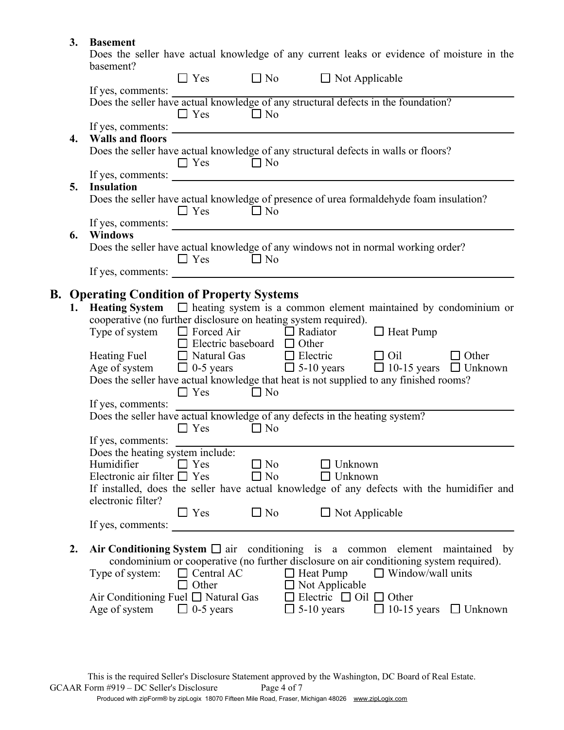**3. Basement**

Does the seller have actual knowledge of any current leaks or evidence of moisture in the basement?

☐ Yes ☐ No ☐ Not Applicable

If yes, comments: ______________________________

Does the seller have actual knowledge of any structural defects in the foundation?

☐ Yes ☐ No

If yes, comments: ______________________________

**4. Walls and floors**

Does the seller have actual knowledge of any structural defects in walls or floors?

☐ Yes ☐ No

If yes, comments: ______________________________

**5. Insulation**

Does the seller have actual knowledge of presence of urea formaldehyde foam insulation?

☐ Yes ☐ No

If yes, comments: ______________________________

**6. Windows**

Does the seller have actual knowledge of any windows not in normal working order?

☐ Yes ☐ No

If yes, comments: ______________________________

## B. Operating Condition of Property Systems

**1. Heating System** ☐ heating system is a common element maintained by condominium or cooperative (no further disclosure on heating system required).

Type of system ☐ Forced Air ☐ Radiator ☐ Heat Pump ☐ Electric baseboard ☐ Other

Heating Fuel ☐ Natural Gas ☐ Electric ☐ Oil ☐ Other

Age of system ☐ 0-5 years ☐ 5-10 years ☐ 10-15 years ☐ Unknown

Does the seller have actual knowledge that heat is not supplied to any finished rooms?

☐ Yes ☐ No

If yes, comments: ______________________________

Does the seller have actual knowledge of any defects in the heating system?

☐ Yes ☐ No

If yes, comments: ______________________________

Does the heating system include:

Humidifier ☐ Yes ☐ No ☐ Unknown

Electronic air filter ☐ Yes ☐ No ☐ Unknown

If installed, does the seller have actual knowledge of any defects with the humidifier and electronic filter?

☐ Yes ☐ No ☐ Not Applicable

If yes, comments: ______________________________

**2. Air Conditioning System** ☐ air conditioning is a common element maintained by condominium or cooperative (no further disclosure on air conditioning system required).

Type of system: ☐ Central AC ☐ Heat Pump ☐ Window/wall units ☐ Other ☐ Not Applicable

Air Conditioning Fuel ☐ Natural Gas ☐ Electric ☐ Oil ☐ Other

Age of system ☐ 0-5 years ☐ 5-10 years ☐ 10-15 years ☐ Unknown

This is the required Seller's Disclosure Statement approved by the Washington, DC Board of Real Estate.
GCAAR Form #919 – DC Seller's Disclosure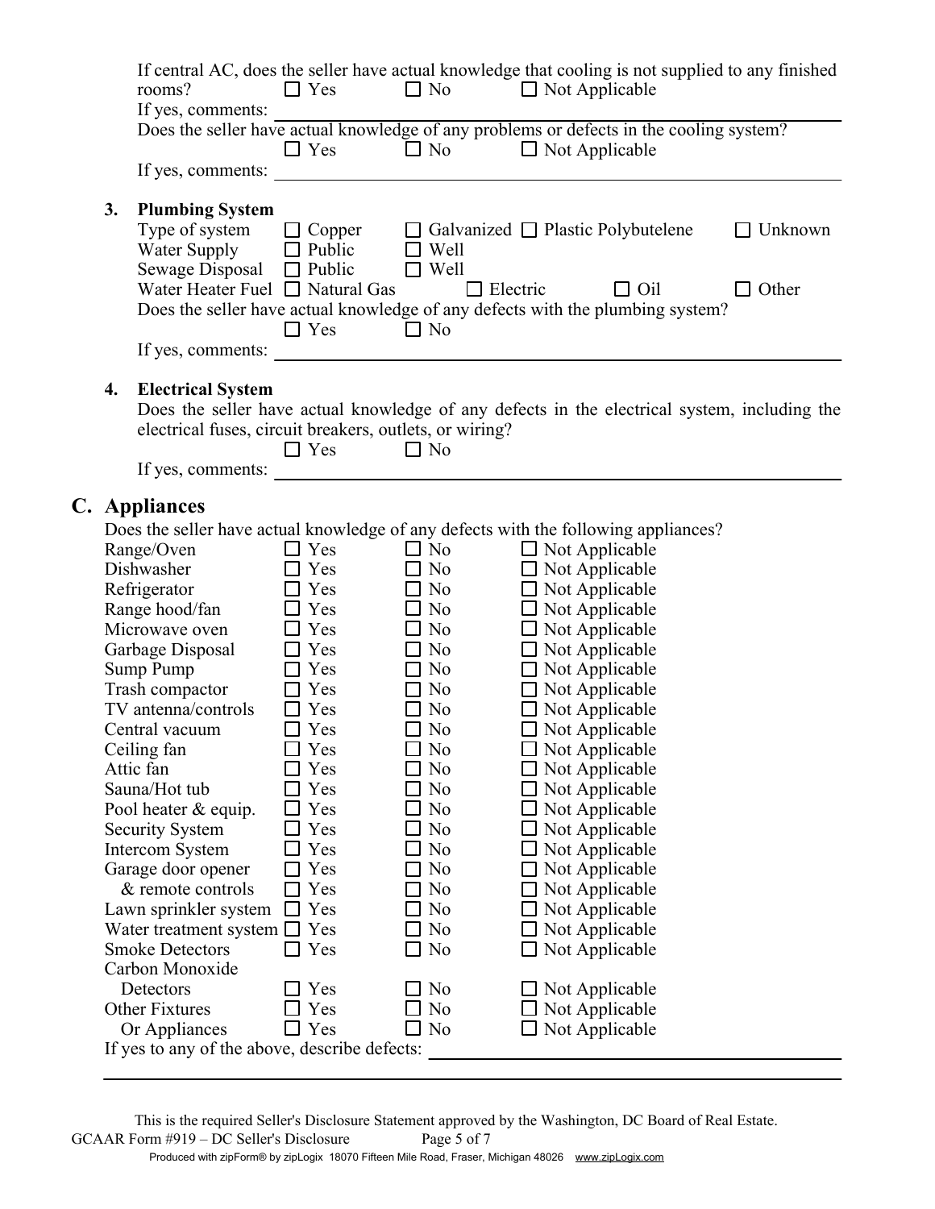If central AC, does the seller have actual knowledge that cooling is not supplied to any finished rooms? ☐ Yes ☐ No ☐ Not Applicable

If yes, comments: ______________________________

Does the seller have actual knowledge of any problems or defects in the cooling system?

☐ Yes ☐ No ☐ Not Applicable

If yes, comments: ______________________________

**3. Plumbing System**

Type of system ☐ Copper ☐ Galvanized ☐ Plastic Polybutelene ☐ Unknown

Water Supply ☐ Public ☐ Well

Sewage Disposal ☐ Public ☐ Well

Water Heater Fuel ☐ Natural Gas ☐ Electric ☐ Oil ☐ Other

Does the seller have actual knowledge of any defects with the plumbing system?

☐ Yes ☐ No

If yes, comments: ______________________________

**4. Electrical System**

Does the seller have actual knowledge of any defects in the electrical system, including the electrical fuses, circuit breakers, outlets, or wiring?

☐ Yes ☐ No

If yes, comments: ______________________________

## C. Appliances

Does the seller have actual knowledge of any defects with the following appliances?

| | | | |
|---|---|---|---|
| Range/Oven | ☐ Yes | ☐ No | ☐ Not Applicable |
| Dishwasher | ☐ Yes | ☐ No | ☐ Not Applicable |
| Refrigerator | ☐ Yes | ☐ No | ☐ Not Applicable |
| Range hood/fan | ☐ Yes | ☐ No | ☐ Not Applicable |
| Microwave oven | ☐ Yes | ☐ No | ☐ Not Applicable |
| Garbage Disposal | ☐ Yes | ☐ No | ☐ Not Applicable |
| Sump Pump | ☐ Yes | ☐ No | ☐ Not Applicable |
| Trash compactor | ☐ Yes | ☐ No | ☐ Not Applicable |
| TV antenna/controls | ☐ Yes | ☐ No | ☐ Not Applicable |
| Central vacuum | ☐ Yes | ☐ No | ☐ Not Applicable |
| Ceiling fan | ☐ Yes | ☐ No | ☐ Not Applicable |
| Attic fan | ☐ Yes | ☐ No | ☐ Not Applicable |
| Sauna/Hot tub | ☐ Yes | ☐ No | ☐ Not Applicable |
| Pool heater & equip. | ☐ Yes | ☐ No | ☐ Not Applicable |
| Security System | ☐ Yes | ☐ No | ☐ Not Applicable |
| Intercom System | ☐ Yes | ☐ No | ☐ Not Applicable |
| Garage door opener | ☐ Yes | ☐ No | ☐ Not Applicable |
| & remote controls | ☐ Yes | ☐ No | ☐ Not Applicable |
| Lawn sprinkler system | ☐ Yes | ☐ No | ☐ Not Applicable |
| Water treatment system | ☐ Yes | ☐ No | ☐ Not Applicable |
| Smoke Detectors | ☐ Yes | ☐ No | ☐ Not Applicable |
| Carbon Monoxide Detectors | ☐ Yes | ☐ No | ☐ Not Applicable |
| Other Fixtures Or Appliances | ☐ Yes | ☐ No | ☐ Not Applicable |

If yes to any of the above, describe defects: ______________________________

______________________________

This is the required Seller's Disclosure Statement approved by the Washington, DC Board of Real Estate.

GCAAR Form #919 – DC Seller's Disclosure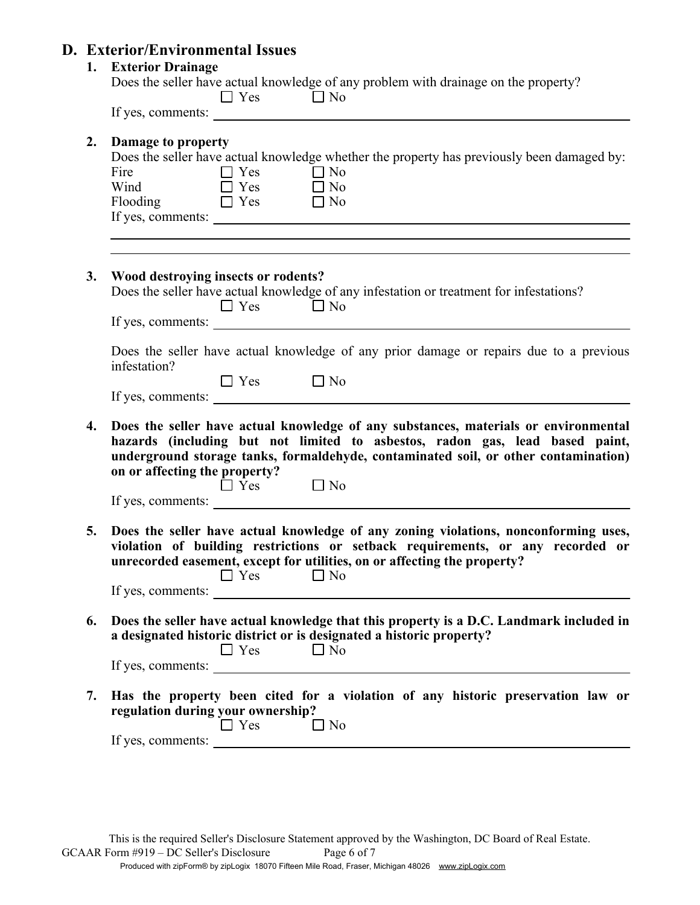## D. Exterior/Environmental Issues

**1. Exterior Drainage**

Does the seller have actual knowledge of any problem with drainage on the property?

☐ Yes ☐ No

If yes, comments: ______________________________

**2. Damage to property**

Does the seller have actual knowledge whether the property has previously been damaged by:

Fire ☐ Yes ☐ No

Wind ☐ Yes ☐ No

Flooding ☐ Yes ☐ No

If yes, comments: ______________________________

______________________________

______________________________

**3. Wood destroying insects or rodents?**

Does the seller have actual knowledge of any infestation or treatment for infestations?

☐ Yes ☐ No

If yes, comments: ______________________________

Does the seller have actual knowledge of any prior damage or repairs due to a previous infestation?

☐ Yes ☐ No

If yes, comments: ______________________________

**4. Does the seller have actual knowledge of any substances, materials or environmental hazards (including but not limited to asbestos, radon gas, lead based paint, underground storage tanks, formaldehyde, contaminated soil, or other contamination) on or affecting the property?**

☐ Yes ☐ No

If yes, comments: ______________________________

**5. Does the seller have actual knowledge of any zoning violations, nonconforming uses, violation of building restrictions or setback requirements, or any recorded or unrecorded easement, except for utilities, on or affecting the property?**

☐ Yes ☐ No

If yes, comments: ______________________________

**6. Does the seller have actual knowledge that this property is a D.C. Landmark included in a designated historic district or is designated a historic property?**

☐ Yes ☐ No

If yes, comments: ______________________________

**7. Has the property been cited for a violation of any historic preservation law or regulation during your ownership?**

☐ Yes ☐ No

If yes, comments: ______________________________

This is the required Seller's Disclosure Statement approved by the Washington, DC Board of Real Estate.

GCAAR Form #919 – DC Seller's Disclosure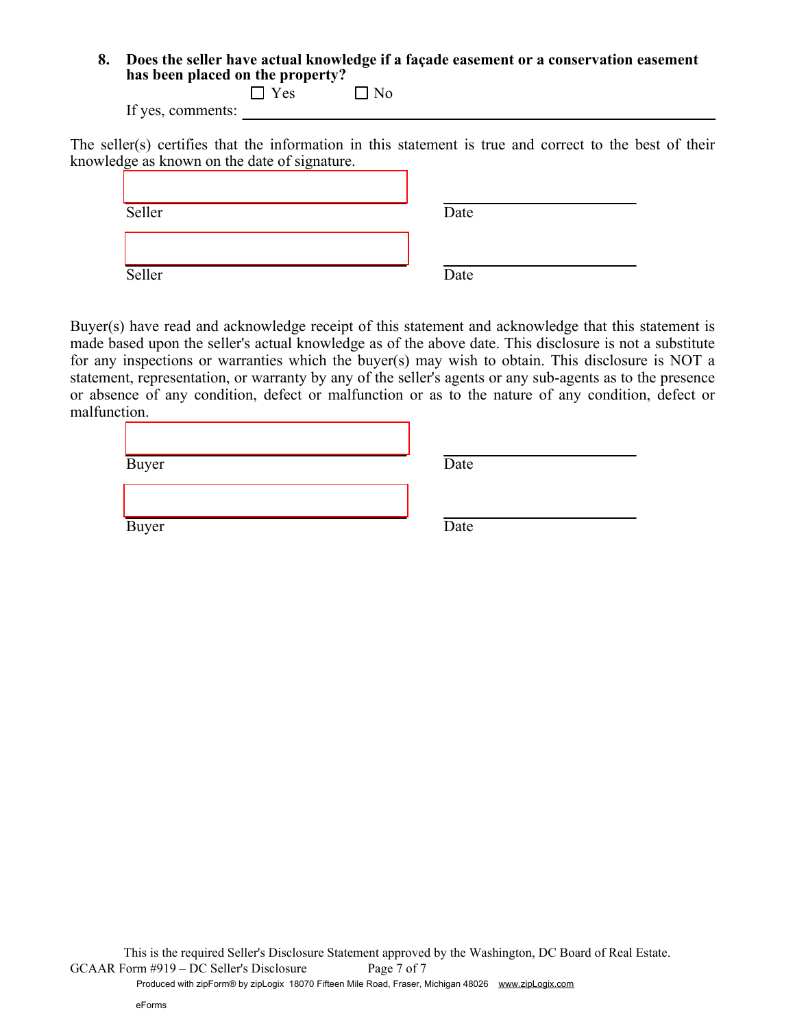**8. Does the seller have actual knowledge if a façade easement or a conservation easement has been placed on the property?**

☐ Yes ☐ No

If yes, comments: ____________________________________________

The seller(s) certifies that the information in this statement is true and correct to the best of their knowledge as known on the date of signature.

| | |
|---|---|
| ______________________ | ______________________ |
| Seller | Date |
| ______________________ | ______________________ |
| Seller | Date |

Buyer(s) have read and acknowledge receipt of this statement and acknowledge that this statement is made based upon the seller's actual knowledge as of the above date. This disclosure is not a substitute for any inspections or warranties which the buyer(s) may wish to obtain. This disclosure is NOT a statement, representation, or warranty by any of the seller's agents or any sub-agents as to the presence or absence of any condition, defect or malfunction or as to the nature of any condition, defect or malfunction.

| | |
|---|---|
| ______________________ | ______________________ |
| Buyer | Date |
| ______________________ | ______________________ |
| Buyer | Date |

This is the required Seller's Disclosure Statement approved by the Washington, DC Board of Real Estate.

GCAAR Form #919 – DC Seller's Disclosure